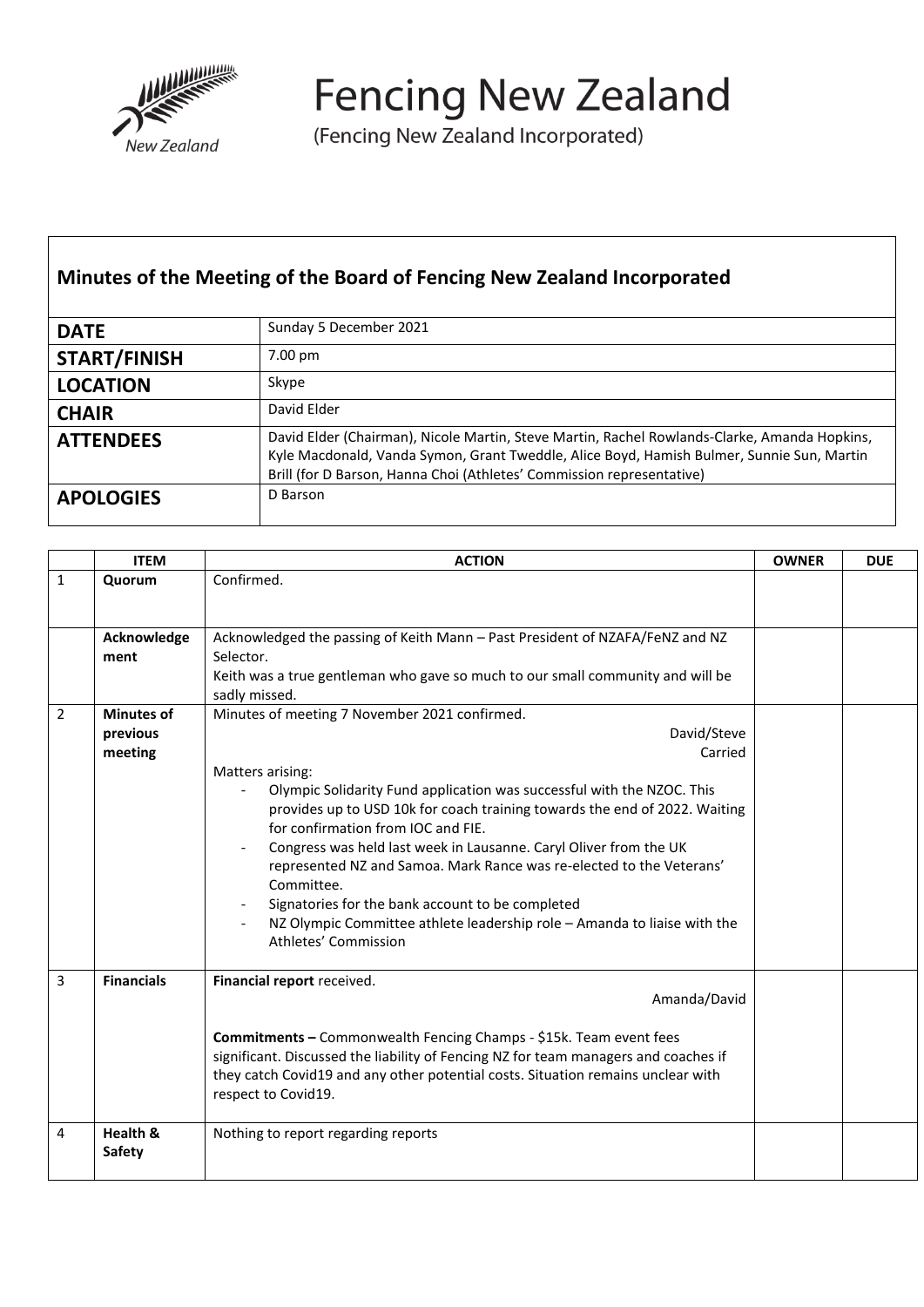# Fencing New Zealand

(Fencing New Zealand Incorporated)

## Minutes of the Meeting of the Board of Fencing New Zealand Incorporated

| | |
|---|---|
| **DATE** | Sunday 5 December 2021 |
| **START/FINISH** | 7.00 pm |
| **LOCATION** | Skype |
| **CHAIR** | David Elder |
| **ATTENDEES** | David Elder (Chairman), Nicole Martin, Steve Martin, Rachel Rowlands-Clarke, Amanda Hopkins, Kyle Macdonald, Vanda Symon, Grant Tweddle, Alice Boyd, Hamish Bulmer, Sunnie Sun, Martin Brill (for D Barson, Hanna Choi (Athletes' Commission representative) |
| **APOLOGIES** | D Barson |

| | ITEM | ACTION | OWNER | DUE |
|---|---|---|---|---|
| 1 | **Quorum** | Confirmed. | | |
| | **Acknowledgement** | Acknowledged the passing of Keith Mann – Past President of NZAFA/FeNZ and NZ Selector.<br>Keith was a true gentleman who gave so much to our small community and will be sadly missed. | | |
| 2 | **Minutes of previous meeting** | Minutes of meeting 7 November 2021 confirmed.<br>David/Steve<br>Carried<br>Matters arising:<br>- Olympic Solidarity Fund application was successful with the NZOC. This provides up to USD 10k for coach training towards the end of 2022. Waiting for confirmation from IOC and FIE.<br>- Congress was held last week in Lausanne. Caryl Oliver from the UK represented NZ and Samoa. Mark Rance was re-elected to the Veterans' Committee.<br>- Signatories for the bank account to be completed<br>- NZ Olympic Committee athlete leadership role – Amanda to liaise with the Athletes' Commission | | |
| 3 | **Financials** | **Financial report** received.<br>Amanda/David<br>**Commitments –** Commonwealth Fencing Champs - $15k. Team event fees significant. Discussed the liability of Fencing NZ for team managers and coaches if they catch Covid19 and any other potential costs. Situation remains unclear with respect to Covid19. | | |
| 4 | **Health & Safety** | Nothing to report regarding reports | | |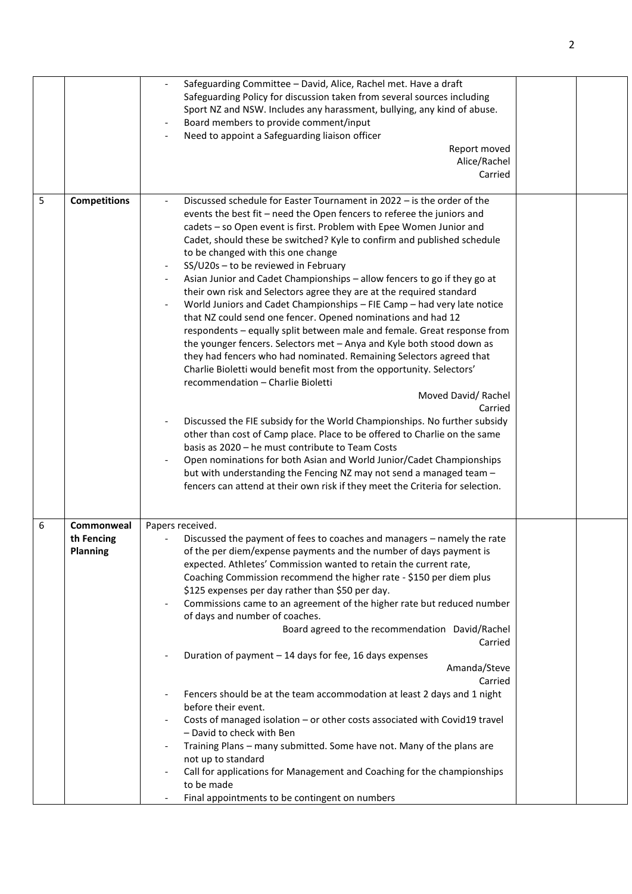| | | | | |
|---|---|---|---|---|
| | | - Safeguarding Committee – David, Alice, Rachel met. Have a draft Safeguarding Policy for discussion taken from several sources including Sport NZ and NSW. Includes any harassment, bullying, any kind of abuse.<br>- Board members to provide comment/input<br>- Need to appoint a Safeguarding liaison officer<br>Report moved<br>Alice/Rachel<br>Carried | | |
| 5 | **Competitions** | - Discussed schedule for Easter Tournament in 2022 – is the order of the events the best fit – need the Open fencers to referee the juniors and cadets – so Open event is first. Problem with Epee Women Junior and Cadet, should these be switched? Kyle to confirm and published schedule to be changed with this one change<br>- SS/U20s – to be reviewed in February<br>- Asian Junior and Cadet Championships – allow fencers to go if they go at their own risk and Selectors agree they are at the required standard<br>- World Juniors and Cadet Championships – FIE Camp – had very late notice that NZ could send one fencer. Opened nominations and had 12 respondents – equally split between male and female. Great response from the younger fencers. Selectors met – Anya and Kyle both stood down as they had fencers who had nominated. Remaining Selectors agreed that Charlie Bioletti would benefit most from the opportunity. Selectors' recommendation – Charlie Bioletti<br>Moved David/ Rachel<br>Carried<br>- Discussed the FIE subsidy for the World Championships. No further subsidy other than cost of Camp place. Place to be offered to Charlie on the same basis as 2020 – he must contribute to Team Costs<br>- Open nominations for both Asian and World Junior/Cadet Championships but with understanding the Fencing NZ may not send a managed team – fencers can attend at their own risk if they meet the Criteria for selection. | | |
| 6 | **Commonwealth Fencing Planning** | Papers received.<br>- Discussed the payment of fees to coaches and managers – namely the rate of the per diem/expense payments and the number of days payment is expected. Athletes' Commission wanted to retain the current rate, Coaching Commission recommend the higher rate - $150 per diem plus $125 expenses per day rather than $50 per day.<br>- Commissions came to an agreement of the higher rate but reduced number of days and number of coaches.<br>Board agreed to the recommendation David/Rachel<br>Carried<br>- Duration of payment – 14 days for fee, 16 days expenses<br>Amanda/Steve<br>Carried<br>- Fencers should be at the team accommodation at least 2 days and 1 night before their event.<br>- Costs of managed isolation – or other costs associated with Covid19 travel – David to check with Ben<br>- Training Plans – many submitted. Some have not. Many of the plans are not up to standard<br>- Call for applications for Management and Coaching for the championships to be made<br>- Final appointments to be contingent on numbers | | |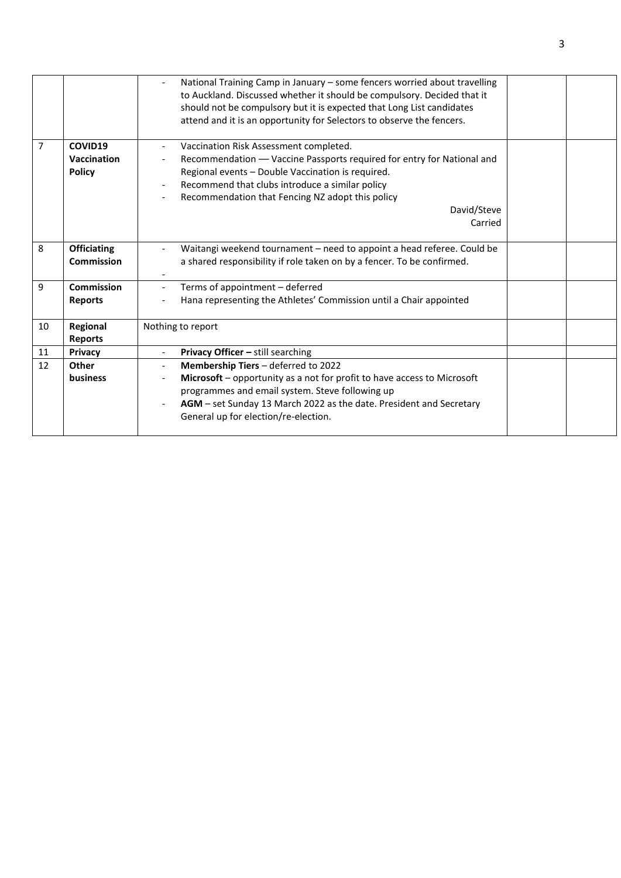| | | | | |
|---|---|---|---|---|
| | | - National Training Camp in January – some fencers worried about travelling to Auckland. Discussed whether it should be compulsory. Decided that it should not be compulsory but it is expected that Long List candidates attend and it is an opportunity for Selectors to observe the fencers. | | |
| 7 | **COVID19 Vaccination Policy** | - Vaccination Risk Assessment completed.<br>- Recommendation –– Vaccine Passports required for entry for National and Regional events – Double Vaccination is required.<br>- Recommend that clubs introduce a similar policy<br>- Recommendation that Fencing NZ adopt this policy<br>David/Steve<br>Carried | | |
| 8 | **Officiating Commission** | - Waitangi weekend tournament – need to appoint a head referee. Could be a shared responsibility if role taken on by a fencer. To be confirmed.<br>- | | |
| 9 | **Commission Reports** | - Terms of appointment – deferred<br>- Hana representing the Athletes' Commission until a Chair appointed | | |
| 10 | **Regional Reports** | Nothing to report | | |
| 11 | **Privacy** | - **Privacy Officer –** still searching | | |
| 12 | **Other business** | - **Membership Tiers** – deferred to 2022<br>- **Microsoft** – opportunity as a not for profit to have access to Microsoft programmes and email system. Steve following up<br>- **AGM** – set Sunday 13 March 2022 as the date. President and Secretary General up for election/re-election. | | |